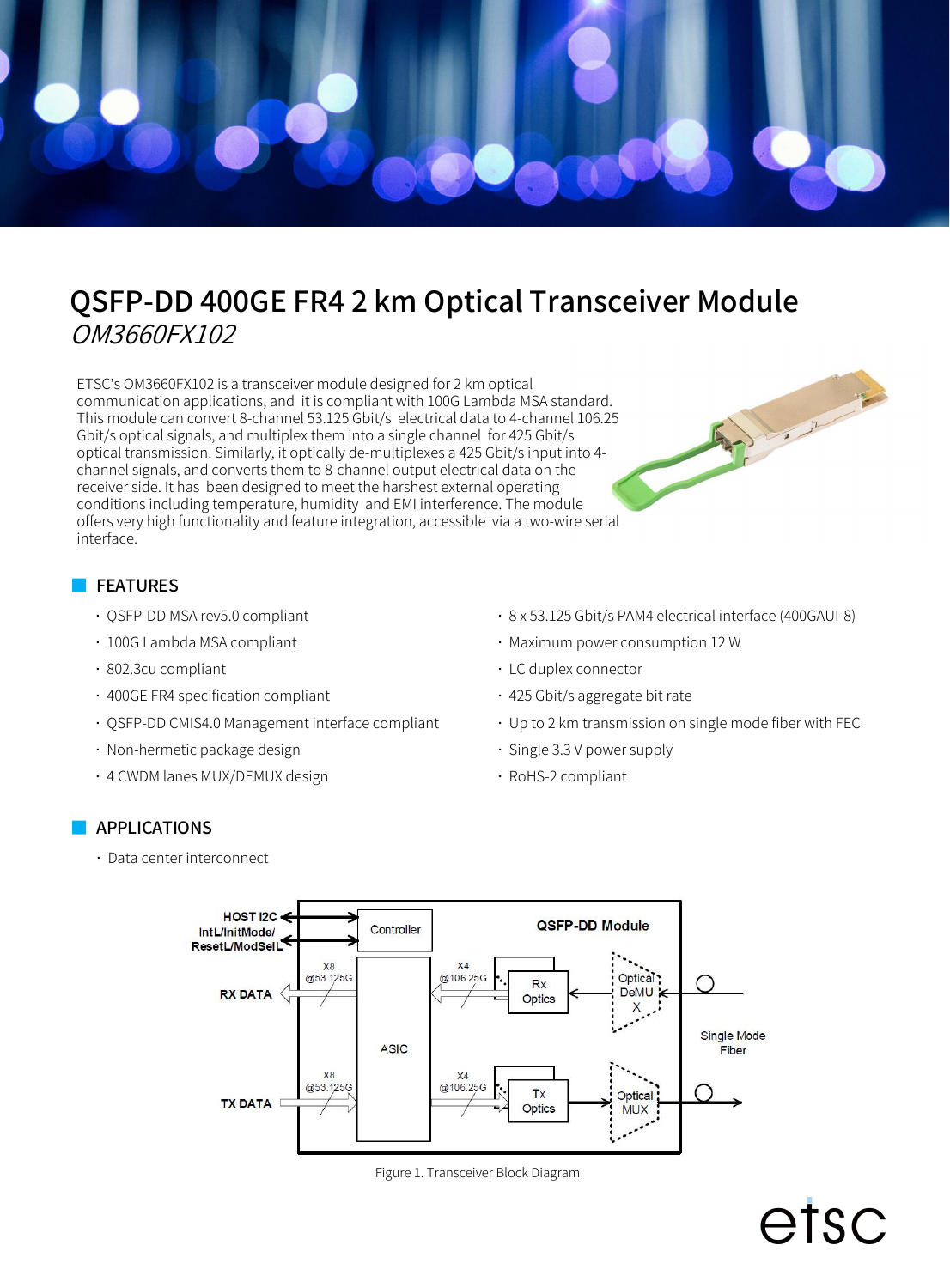# QSFP-DD 400GE FR4 2 km Optical Transceiver Module

*OM3660FX102*

ETSC's OM3660FX102 is a transceiver module designed for 2 km optical communication applications, and it is compliant with 100G Lambda MSA standard. This module can convert 8-channel 53.125 Gbit/s electrical data to 4-channel 106.25 Gbit/s optical signals, and multiplex them into a single channel for 425 Gbit/s optical transmission. Similarly, it optically de-multiplexes a 425 Gbit/s input into 4-channel signals, and converts them to 8-channel output electrical data on the receiver side. It has been designed to meet the harshest external operating conditions including temperature, humidity and EMI interference. The module offers very high functionality and feature integration, accessible via a two-wire serial interface.

## FEATURES

- QSFP-DD MSA rev5.0 compliant
- 100G Lambda MSA compliant
- 802.3cu compliant
- 400GE FR4 specification compliant
- QSFP-DD CMIS4.0 Management interface compliant
- Non-hermetic package design
- 4 CWDM lanes MUX/DEMUX design
- 8 x 53.125 Gbit/s PAM4 electrical interface (400GAUI-8)
- Maximum power consumption 12 W
- LC duplex connector
- 425 Gbit/s aggregate bit rate
- Up to 2 km transmission on single mode fiber with FEC
- Single 3.3 V power supply
- RoHS-2 compliant

## APPLICATIONS

- Data center interconnect

Figure 1. Transceiver Block Diagram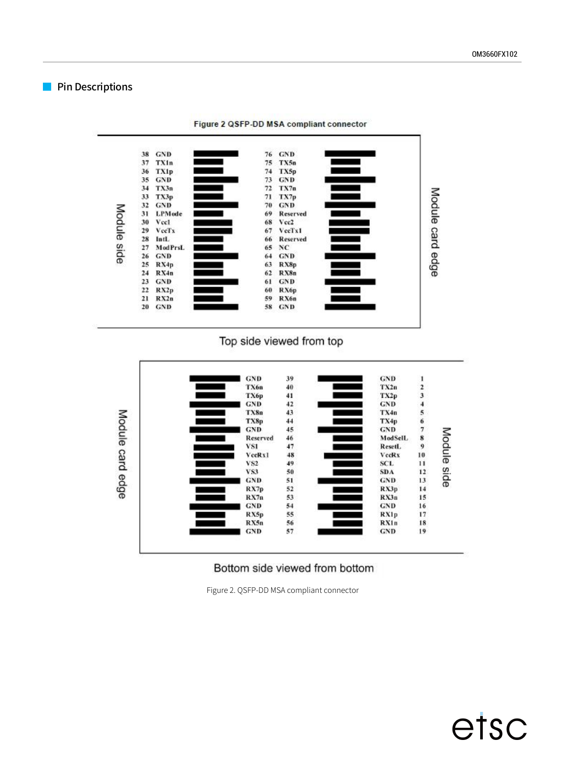## Pin Descriptions

**Figure 2 QSFP-DD MSA compliant connector**

Top side viewed from top (Module side / Module card edge)

| Pin | Name | Pin | Name |
|---|---|---|---|
| 38 | GND | 76 | GND |
| 37 | TX1n | 75 | TX5n |
| 36 | TX1p | 74 | TX5p |
| 35 | GND | 73 | GND |
| 34 | TX3n | 72 | TX7n |
| 33 | TX3p | 71 | TX7p |
| 32 | GND | 70 | GND |
| 31 | LPMode | 69 | Reserved |
| 30 | Vcc1 | 68 | Vcc2 |
| 29 | VccTx | 67 | VccTx1 |
| 28 | IntL | 66 | Reserved |
| 27 | ModPrsL | 65 | NC |
| 26 | GND | 64 | GND |
| 25 | RX4p | 63 | RX8p |
| 24 | RX4n | 62 | RX8n |
| 23 | GND | 61 | GND |
| 22 | RX2p | 60 | RX6p |
| 21 | RX2n | 59 | RX6n |
| 20 | GND | 58 | GND |

Bottom side viewed from bottom (Module card edge / Module side)

| Name | Pin | Name | Pin |
|---|---|---|---|
| GND | 39 | GND | 1 |
| TX6n | 40 | TX2n | 2 |
| TX6p | 41 | TX2p | 3 |
| GND | 42 | GND | 4 |
| TX8n | 43 | TX4n | 5 |
| TX8p | 44 | TX4p | 6 |
| GND | 45 | GND | 7 |
| Reserved | 46 | ModSelL | 8 |
| VS1 | 47 | ResetL | 9 |
| VccRx1 | 48 | VccRx | 10 |
| VS2 | 49 | SCL | 11 |
| VS3 | 50 | SDA | 12 |
| GND | 51 | GND | 13 |
| RX7p | 52 | RX3p | 14 |
| RX7n | 53 | RX3n | 15 |
| GND | 54 | GND | 16 |
| RX5p | 55 | RX1p | 17 |
| RX5n | 56 | RX1n | 18 |
| GND | 57 | GND | 19 |

Figure 2. QSFP-DD MSA compliant connector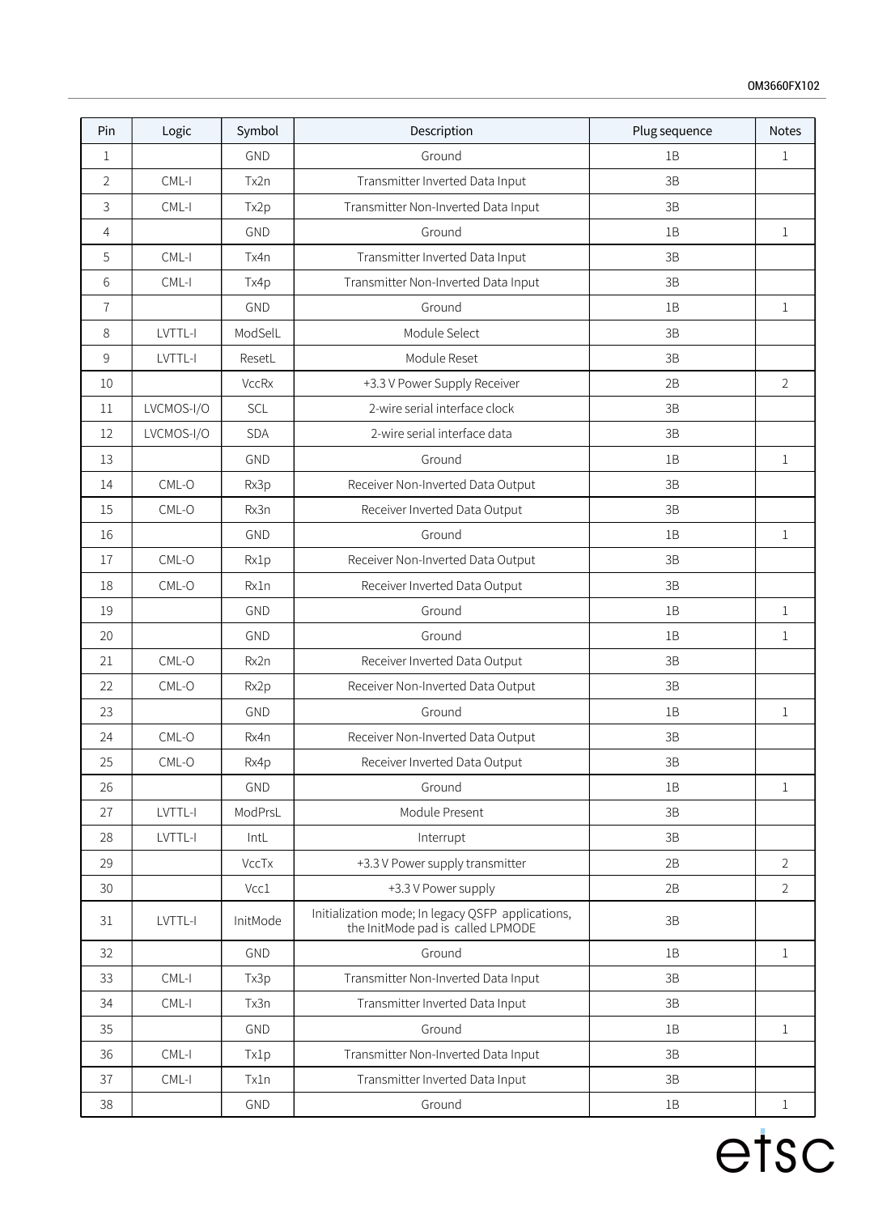| Pin | Logic | Symbol | Description | Plug sequence | Notes |
|---|---|---|---|---|---|
| 1 | | GND | Ground | 1B | 1 |
| 2 | CML-I | Tx2n | Transmitter Inverted Data Input | 3B | |
| 3 | CML-I | Tx2p | Transmitter Non-Inverted Data Input | 3B | |
| 4 | | GND | Ground | 1B | 1 |
| 5 | CML-I | Tx4n | Transmitter Inverted Data Input | 3B | |
| 6 | CML-I | Tx4p | Transmitter Non-Inverted Data Input | 3B | |
| 7 | | GND | Ground | 1B | 1 |
| 8 | LVTTL-I | ModSelL | Module Select | 3B | |
| 9 | LVTTL-I | ResetL | Module Reset | 3B | |
| 10 | | VccRx | +3.3 V Power Supply Receiver | 2B | 2 |
| 11 | LVCMOS-I/O | SCL | 2-wire serial interface clock | 3B | |
| 12 | LVCMOS-I/O | SDA | 2-wire serial interface data | 3B | |
| 13 | | GND | Ground | 1B | 1 |
| 14 | CML-O | Rx3p | Receiver Non-Inverted Data Output | 3B | |
| 15 | CML-O | Rx3n | Receiver Inverted Data Output | 3B | |
| 16 | | GND | Ground | 1B | 1 |
| 17 | CML-O | Rx1p | Receiver Non-Inverted Data Output | 3B | |
| 18 | CML-O | Rx1n | Receiver Inverted Data Output | 3B | |
| 19 | | GND | Ground | 1B | 1 |
| 20 | | GND | Ground | 1B | 1 |
| 21 | CML-O | Rx2n | Receiver Inverted Data Output | 3B | |
| 22 | CML-O | Rx2p | Receiver Non-Inverted Data Output | 3B | |
| 23 | | GND | Ground | 1B | 1 |
| 24 | CML-O | Rx4n | Receiver Non-Inverted Data Output | 3B | |
| 25 | CML-O | Rx4p | Receiver Inverted Data Output | 3B | |
| 26 | | GND | Ground | 1B | 1 |
| 27 | LVTTL-I | ModPrsL | Module Present | 3B | |
| 28 | LVTTL-I | IntL | Interrupt | 3B | |
| 29 | | VccTx | +3.3 V Power supply transmitter | 2B | 2 |
| 30 | | Vcc1 | +3.3 V Power supply | 2B | 2 |
| 31 | LVTTL-I | InitMode | Initialization mode; In legacy QSFP applications, the InitMode pad is called LPMODE | 3B | |
| 32 | | GND | Ground | 1B | 1 |
| 33 | CML-I | Tx3p | Transmitter Non-Inverted Data Input | 3B | |
| 34 | CML-I | Tx3n | Transmitter Inverted Data Input | 3B | |
| 35 | | GND | Ground | 1B | 1 |
| 36 | CML-I | Tx1p | Transmitter Non-Inverted Data Input | 3B | |
| 37 | CML-I | Tx1n | Transmitter Inverted Data Input | 3B | |
| 38 | | GND | Ground | 1B | 1 |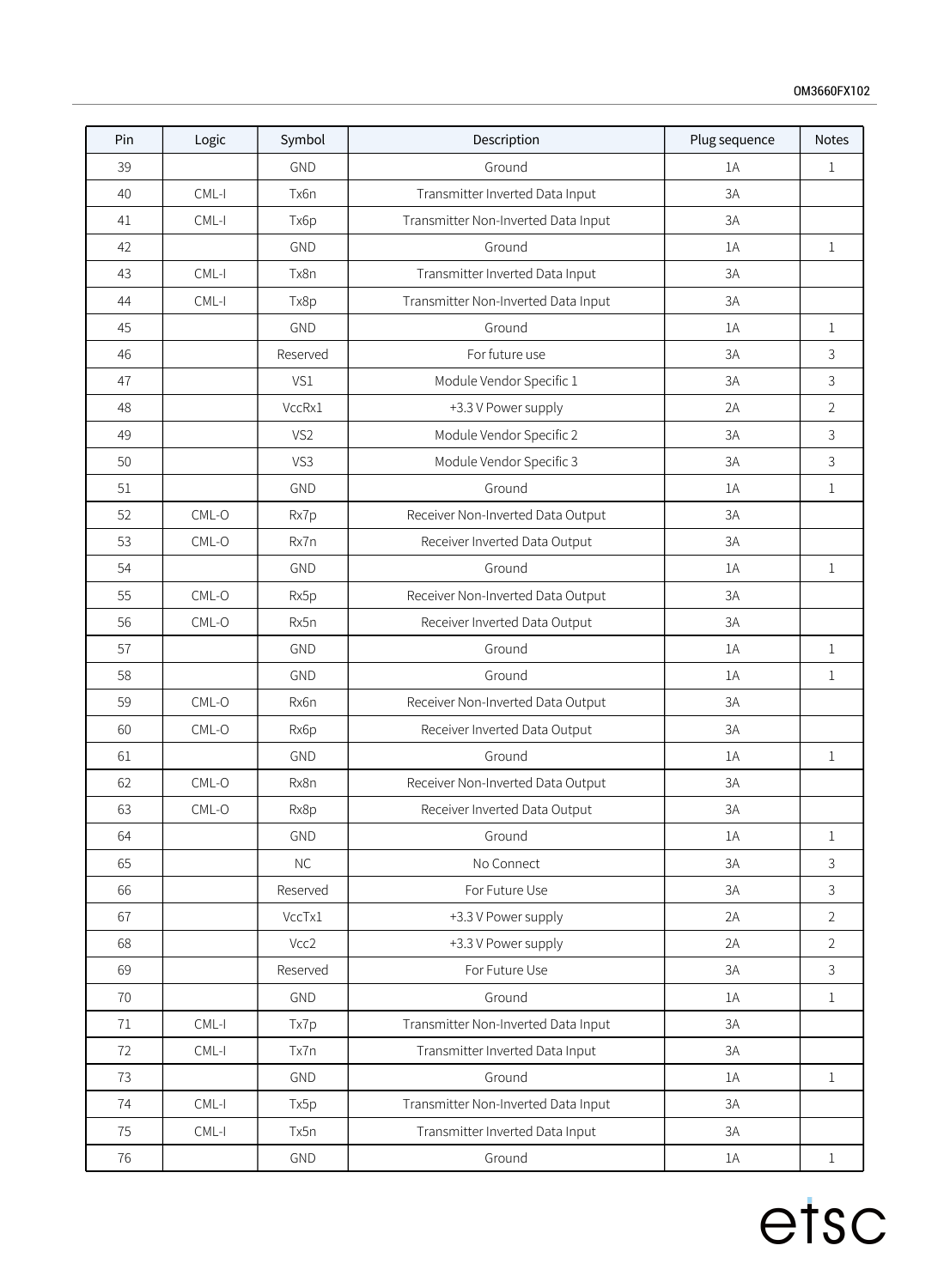| Pin | Logic | Symbol | Description | Plug sequence | Notes |
|---|---|---|---|---|---|
| 39 | | GND | Ground | 1A | 1 |
| 40 | CML-I | Tx6n | Transmitter Inverted Data Input | 3A | |
| 41 | CML-I | Tx6p | Transmitter Non-Inverted Data Input | 3A | |
| 42 | | GND | Ground | 1A | 1 |
| 43 | CML-I | Tx8n | Transmitter Inverted Data Input | 3A | |
| 44 | CML-I | Tx8p | Transmitter Non-Inverted Data Input | 3A | |
| 45 | | GND | Ground | 1A | 1 |
| 46 | | Reserved | For future use | 3A | 3 |
| 47 | | VS1 | Module Vendor Specific 1 | 3A | 3 |
| 48 | | VccRx1 | +3.3 V Power supply | 2A | 2 |
| 49 | | VS2 | Module Vendor Specific 2 | 3A | 3 |
| 50 | | VS3 | Module Vendor Specific 3 | 3A | 3 |
| 51 | | GND | Ground | 1A | 1 |
| 52 | CML-O | Rx7p | Receiver Non-Inverted Data Output | 3A | |
| 53 | CML-O | Rx7n | Receiver Inverted Data Output | 3A | |
| 54 | | GND | Ground | 1A | 1 |
| 55 | CML-O | Rx5p | Receiver Non-Inverted Data Output | 3A | |
| 56 | CML-O | Rx5n | Receiver Inverted Data Output | 3A | |
| 57 | | GND | Ground | 1A | 1 |
| 58 | | GND | Ground | 1A | 1 |
| 59 | CML-O | Rx6n | Receiver Non-Inverted Data Output | 3A | |
| 60 | CML-O | Rx6p | Receiver Inverted Data Output | 3A | |
| 61 | | GND | Ground | 1A | 1 |
| 62 | CML-O | Rx8n | Receiver Non-Inverted Data Output | 3A | |
| 63 | CML-O | Rx8p | Receiver Inverted Data Output | 3A | |
| 64 | | GND | Ground | 1A | 1 |
| 65 | | NC | No Connect | 3A | 3 |
| 66 | | Reserved | For Future Use | 3A | 3 |
| 67 | | VccTx1 | +3.3 V Power supply | 2A | 2 |
| 68 | | Vcc2 | +3.3 V Power supply | 2A | 2 |
| 69 | | Reserved | For Future Use | 3A | 3 |
| 70 | | GND | Ground | 1A | 1 |
| 71 | CML-I | Tx7p | Transmitter Non-Inverted Data Input | 3A | |
| 72 | CML-I | Tx7n | Transmitter Inverted Data Input | 3A | |
| 73 | | GND | Ground | 1A | 1 |
| 74 | CML-I | Tx5p | Transmitter Non-Inverted Data Input | 3A | |
| 75 | CML-I | Tx5n | Transmitter Inverted Data Input | 3A | |
| 76 | | GND | Ground | 1A | 1 |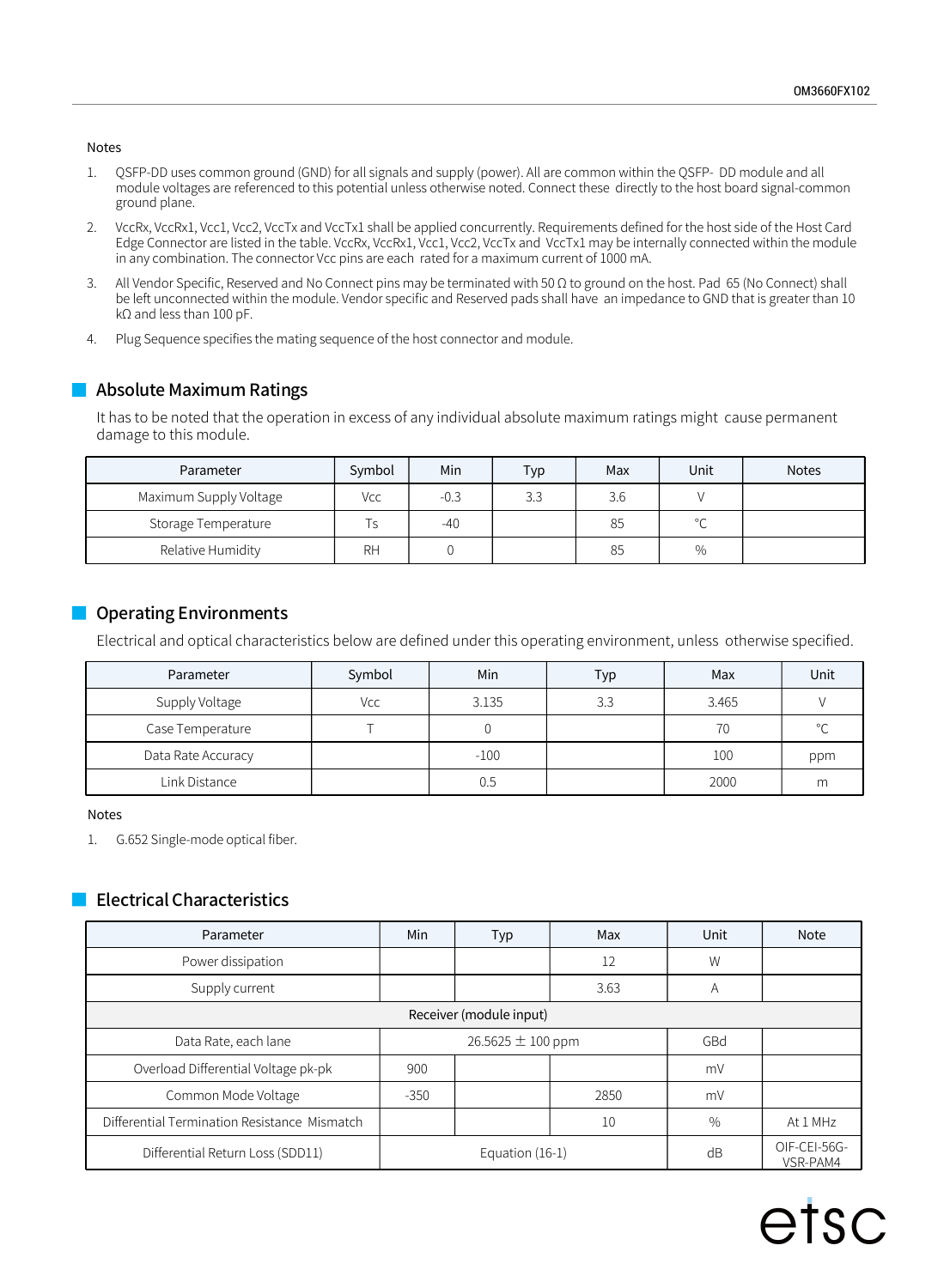Notes

1. QSFP-DD uses common ground (GND) for all signals and supply (power). All are common within the QSFP- DD module and all module voltages are referenced to this potential unless otherwise noted. Connect these directly to the host board signal-common ground plane.
2. VccRx, VccRx1, Vcc1, Vcc2, VccTx and VccTx1 shall be applied concurrently. Requirements defined for the host side of the Host Card Edge Connector are listed in the table. VccRx, VccRx1, Vcc1, Vcc2, VccTx and VccTx1 may be internally connected within the module in any combination. The connector Vcc pins are each rated for a maximum current of 1000 mA.
3. All Vendor Specific, Reserved and No Connect pins may be terminated with 50 Ω to ground on the host. Pad 65 (No Connect) shall be left unconnected within the module. Vendor specific and Reserved pads shall have an impedance to GND that is greater than 10 kΩ and less than 100 pF.
4. Plug Sequence specifies the mating sequence of the host connector and module.

## Absolute Maximum Ratings

It has to be noted that the operation in excess of any individual absolute maximum ratings might cause permanent damage to this module.

| Parameter | Symbol | Min | Typ | Max | Unit | Notes |
|---|---|---|---|---|---|---|
| Maximum Supply Voltage | Vcc | -0.3 | 3.3 | 3.6 | V | |
| Storage Temperature | Ts | -40 | | 85 | °C | |
| Relative Humidity | RH | 0 | | 85 | % | |

## Operating Environments

Electrical and optical characteristics below are defined under this operating environment, unless otherwise specified.

| Parameter | Symbol | Min | Typ | Max | Unit |
|---|---|---|---|---|---|
| Supply Voltage | Vcc | 3.135 | 3.3 | 3.465 | V |
| Case Temperature | T | 0 | | 70 | °C |
| Data Rate Accuracy | | -100 | | 100 | ppm |
| Link Distance | | 0.5 | | 2000 | m |

Notes

1. G.652 Single-mode optical fiber.

## Electrical Characteristics

| Parameter | Min | Typ | Max | Unit | Note |
|---|---|---|---|---|---|
| Power dissipation | | | 12 | W | |
| Supply current | | | 3.63 | A | |
| Receiver (module input) | | | | | |
| Data Rate, each lane | 26.5625 ± 100 ppm | | | GBd | |
| Overload Differential Voltage pk-pk | 900 | | | mV | |
| Common Mode Voltage | -350 | | 2850 | mV | |
| Differential Termination Resistance Mismatch | | | 10 | % | At 1 MHz |
| Differential Return Loss (SDD11) | Equation (16-1) | | | dB | OIF-CEI-56G-VSR-PAM4 |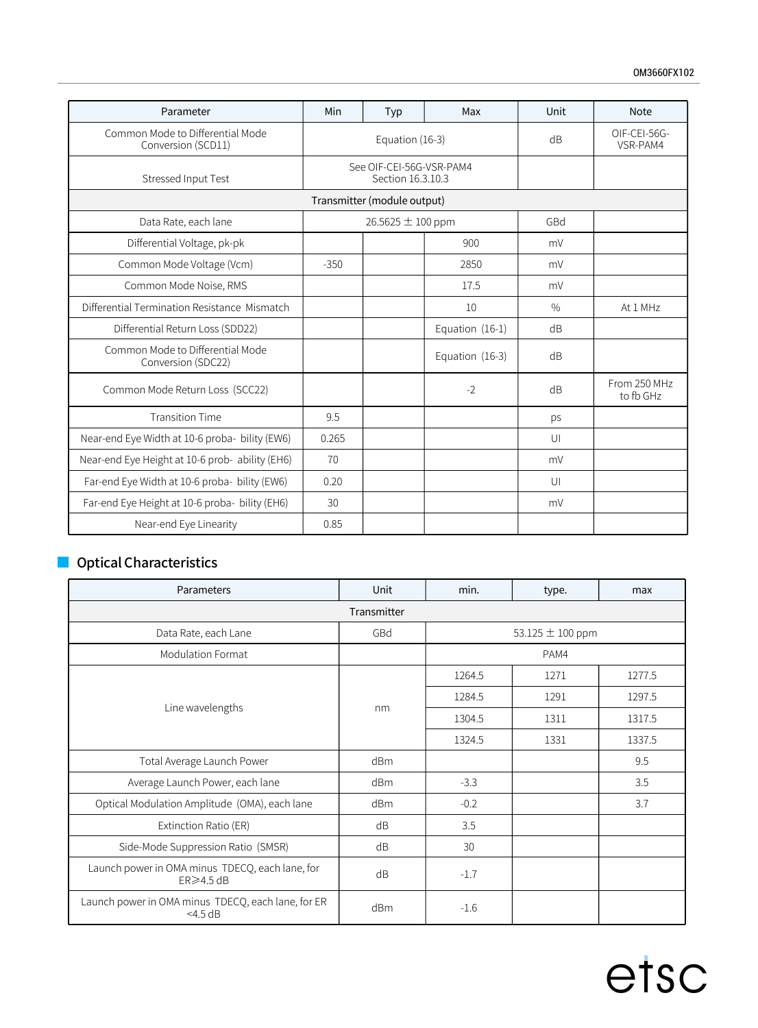| Parameter | Min | Typ | Max | Unit | Note |
|---|---|---|---|---|---|
| Common Mode to Differential Mode Conversion (SCD11) | Equation (16-3) | | | dB | OIF-CEI-56G-VSR-PAM4 |
| Stressed Input Test | See OIF-CEI-56G-VSR-PAM4 Section 16.3.10.3 | | | | |
| Transmitter (module output) | | | | | |
| Data Rate, each lane | 26.5625 ± 100 ppm | | | GBd | |
| Differential Voltage, pk-pk | | | 900 | mV | |
| Common Mode Voltage (Vcm) | -350 | | 2850 | mV | |
| Common Mode Noise, RMS | | | 17.5 | mV | |
| Differential Termination Resistance Mismatch | | | 10 | % | At 1 MHz |
| Differential Return Loss (SDD22) | | | Equation (16-1) | dB | |
| Common Mode to Differential Mode Conversion (SDC22) | | | Equation (16-3) | dB | |
| Common Mode Return Loss (SCC22) | | | -2 | dB | From 250 MHz to fb GHz |
| Transition Time | 9.5 | | | ps | |
| Near-end Eye Width at 10-6 proba- bility (EW6) | 0.265 | | | UI | |
| Near-end Eye Height at 10-6 prob- ability (EH6) | 70 | | | mV | |
| Far-end Eye Width at 10-6 proba- bility (EW6) | 0.20 | | | UI | |
| Far-end Eye Height at 10-6 proba- bility (EH6) | 30 | | | mV | |
| Near-end Eye Linearity | 0.85 | | | | |

## Optical Characteristics

| Parameters | Unit | min. | type. | max |
|---|---|---|---|---|
| Transmitter | | | | |
| Data Rate, each Lane | GBd | 53.125 ± 100 ppm | | |
| Modulation Format | | PAM4 | | |
| Line wavelengths | nm | 1264.5 | 1271 | 1277.5 |
| | | 1284.5 | 1291 | 1297.5 |
| | | 1304.5 | 1311 | 1317.5 |
| | | 1324.5 | 1331 | 1337.5 |
| Total Average Launch Power | dBm | | | 9.5 |
| Average Launch Power, each lane | dBm | -3.3 | | 3.5 |
| Optical Modulation Amplitude (OMA), each lane | dBm | -0.2 | | 3.7 |
| Extinction Ratio (ER) | dB | 3.5 | | |
| Side-Mode Suppression Ratio (SMSR) | dB | 30 | | |
| Launch power in OMA minus TDECQ, each lane, for ER≥4.5 dB | dB | -1.7 | | |
| Launch power in OMA minus TDECQ, each lane, for ER <4.5 dB | dBm | -1.6 | | |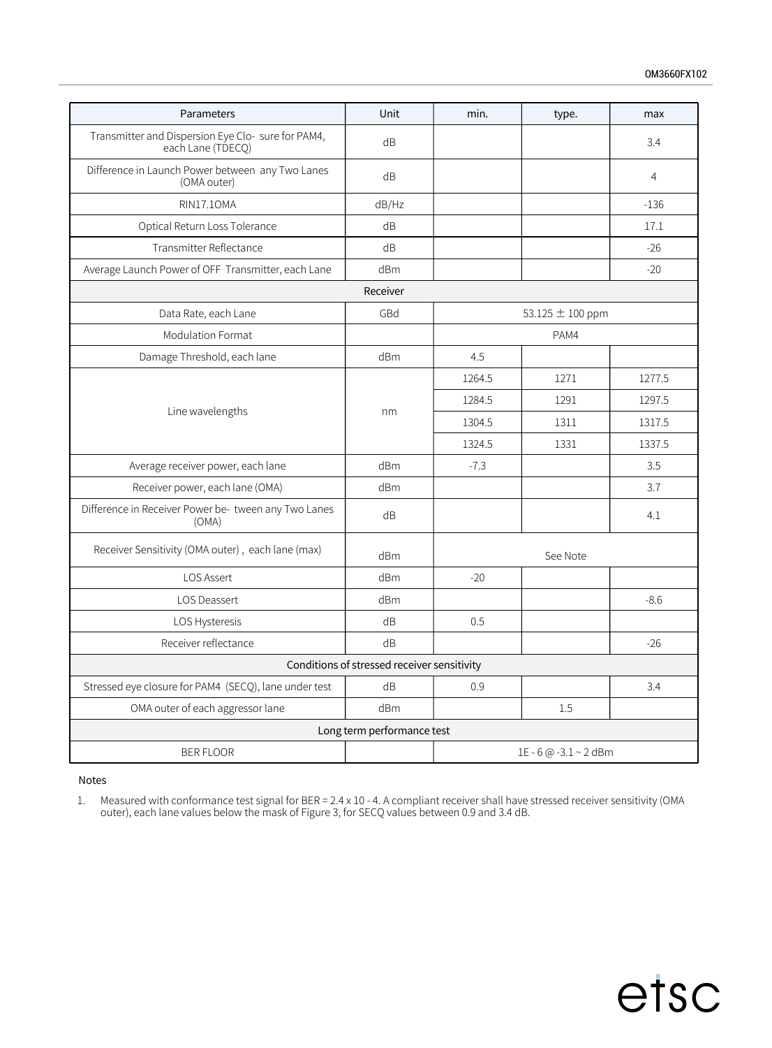| Parameters | Unit | min. | type. | max |
|---|---|---|---|---|
| Transmitter and Dispersion Eye Clo- sure for PAM4, each Lane (TDECQ) | dB | | | 3.4 |
| Difference in Launch Power between any Two Lanes (OMA outer) | dB | | | 4 |
| RIN17.1OMA | dB/Hz | | | -136 |
| Optical Return Loss Tolerance | dB | | | 17.1 |
| Transmitter Reflectance | dB | | | -26 |
| Average Launch Power of OFF Transmitter, each Lane | dBm | | | -20 |
| Receiver | | | | |
| Data Rate, each Lane | GBd | 53.125 ± 100 ppm | | |
| Modulation Format | | PAM4 | | |
| Damage Threshold, each lane | dBm | 4.5 | | |
| Line wavelengths | nm | 1264.5 | 1271 | 1277.5 |
| | | 1284.5 | 1291 | 1297.5 |
| | | 1304.5 | 1311 | 1317.5 |
| | | 1324.5 | 1331 | 1337.5 |
| Average receiver power, each lane | dBm | -7.3 | | 3.5 |
| Receiver power, each lane (OMA) | dBm | | | 3.7 |
| Difference in Receiver Power be- tween any Two Lanes (OMA) | dB | | | 4.1 |
| Receiver Sensitivity (OMA outer) , each lane (max) | dBm | See Note | | |
| LOS Assert | dBm | -20 | | |
| LOS Deassert | dBm | | | -8.6 |
| LOS Hysteresis | dB | 0.5 | | |
| Receiver reflectance | dB | | | -26 |
| Conditions of stressed receiver sensitivity | | | | |
| Stressed eye closure for PAM4 (SECQ), lane under test | dB | 0.9 | | 3.4 |
| OMA outer of each aggressor lane | dBm | | 1.5 | |
| Long term performance test | | | | |
| BER FLOOR | | 1E - 6 @ -3.1 ~ 2 dBm | | |

Notes

1. Measured with conformance test signal for BER = 2.4 x 10 - 4. A compliant receiver shall have stressed receiver sensitivity (OMA outer), each lane values below the mask of Figure 3, for SECQ values between 0.9 and 3.4 dB.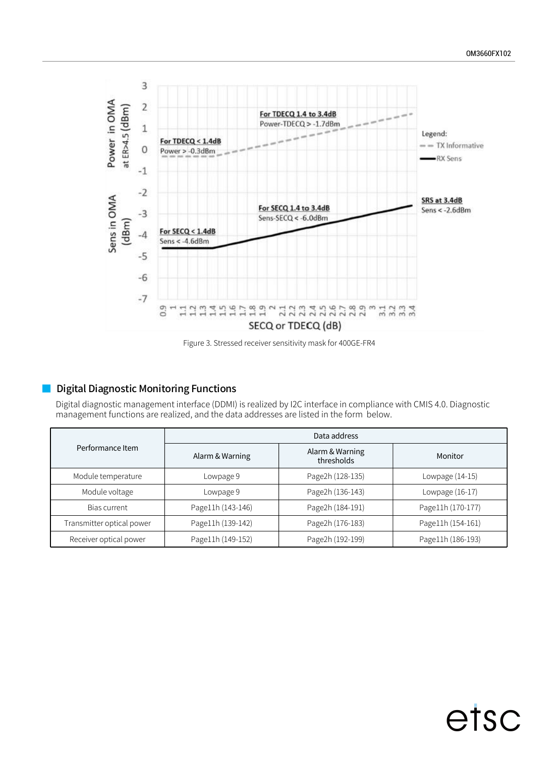Figure 3. Stressed receiver sensitivity mask for 400GE-FR4

## Digital Diagnostic Monitoring Functions

Digital diagnostic management interface (DDMI) is realized by I2C interface in compliance with CMIS 4.0. Diagnostic management functions are realized, and the data addresses are listed in the form below.

| Performance Item | Data address | | |
|---|---|---|---|
| | Alarm & Warning | Alarm & Warning thresholds | Monitor |
| Module temperature | Lowpage 9 | Page2h (128-135) | Lowpage (14-15) |
| Module voltage | Lowpage 9 | Page2h (136-143) | Lowpage (16-17) |
| Bias current | Page11h (143-146) | Page2h (184-191) | Page11h (170-177) |
| Transmitter optical power | Page11h (139-142) | Page2h (176-183) | Page11h (154-161) |
| Receiver optical power | Page11h (149-152) | Page2h (192-199) | Page11h (186-193) |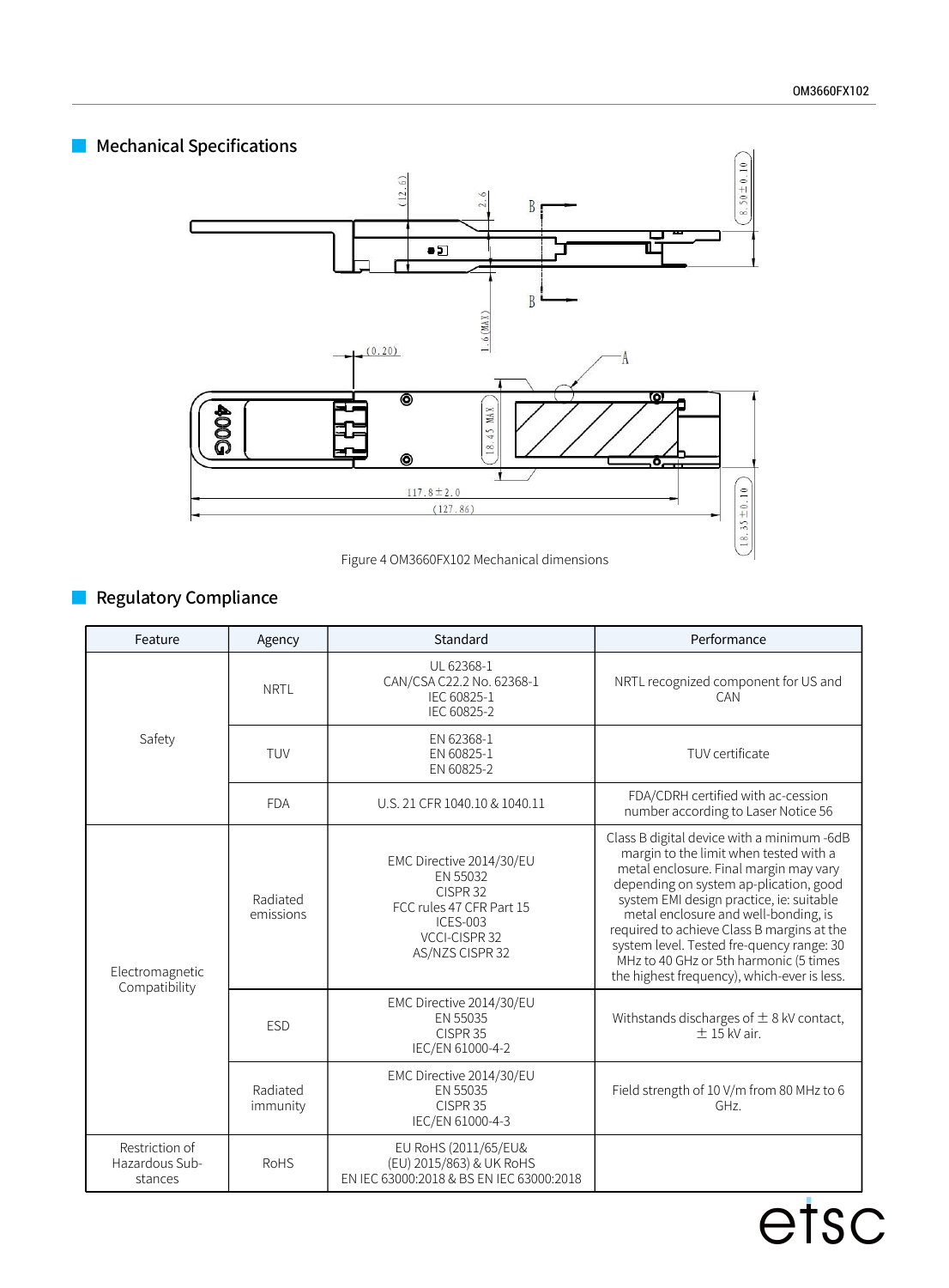## Mechanical Specifications

Figure 4 OM3660FX102 Mechanical dimensions

## Regulatory Compliance

| Feature | Agency | Standard | Performance |
|---|---|---|---|
| Safety | NRTL | UL 62368-1<br>CAN/CSA C22.2 No. 62368-1<br>IEC 60825-1<br>IEC 60825-2 | NRTL recognized component for US and CAN |
| | TUV | EN 62368-1<br>EN 60825-1<br>EN 60825-2 | TUV certificate |
| | FDA | U.S. 21 CFR 1040.10 & 1040.11 | FDA/CDRH certified with ac-cession number according to Laser Notice 56 |
| Electromagnetic Compatibility | Radiated emissions | EMC Directive 2014/30/EU<br>EN 55032<br>CISPR 32<br>FCC rules 47 CFR Part 15<br>ICES-003<br>VCCI-CISPR 32<br>AS/NZS CISPR 32 | Class B digital device with a minimum -6dB margin to the limit when tested with a metal enclosure. Final margin may vary depending on system ap-plication, good system EMI design practice, ie: suitable metal enclosure and well-bonding, is required to achieve Class B margins at the system level. Tested fre-quency range: 30 MHz to 40 GHz or 5th harmonic (5 times the highest frequency), which-ever is less. |
| | ESD | EMC Directive 2014/30/EU<br>EN 55035<br>CISPR 35<br>IEC/EN 61000-4-2 | Withstands discharges of ± 8 kV contact, ± 15 kV air. |
| | Radiated immunity | EMC Directive 2014/30/EU<br>EN 55035<br>CISPR 35<br>IEC/EN 61000-4-3 | Field strength of 10 V/m from 80 MHz to 6 GHz. |
| Restriction of Hazardous Sub-stances | RoHS | EU RoHS (2011/65/EU&<br>(EU) 2015/863) & UK RoHS<br>EN IEC 63000:2018 & BS EN IEC 63000:2018 | |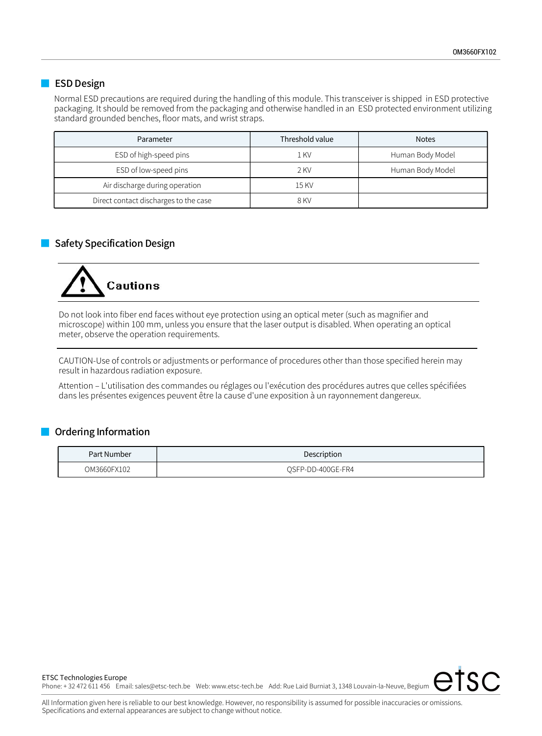## ESD Design

Normal ESD precautions are required during the handling of this module. This transceiver is shipped in ESD protective packaging. It should be removed from the packaging and otherwise handled in an ESD protected environment utilizing standard grounded benches, floor mats, and wrist straps.

| Parameter | Threshold value | Notes |
|---|---|---|
| ESD of high-speed pins | 1 KV | Human Body Model |
| ESD of low-speed pins | 2 KV | Human Body Model |
| Air discharge during operation | 15 KV | |
| Direct contact discharges to the case | 8 KV | |

## Safety Specification Design

**Cautions**

Do not look into fiber end faces without eye protection using an optical meter (such as magnifier and microscope) within 100 mm, unless you ensure that the laser output is disabled. When operating an optical meter, observe the operation requirements.

CAUTION-Use of controls or adjustments or performance of procedures other than those specified herein may result in hazardous radiation exposure.

Attention – L'utilisation des commandes ou réglages ou l'exécution des procédures autres que celles spécifiées dans les présentes exigences peuvent être la cause d'une exposition à un rayonnement dangereux.

## Ordering Information

| Part Number | Description |
|---|---|
| OM3660FX102 | QSFP-DD-400GE-FR4 |

ETSC Technologies Europe
Phone: + 32 472 611 456 Email: sales@etsc-tech.be Web: www.etsc-tech.be Add: Rue Laid Burniat 3, 1348 Louvain-la-Neuve, Begium

All Information given here is reliable to our best knowledge. However, no responsibility is assumed for possible inaccuracies or omissions. Specifications and external appearances are subject to change without notice.